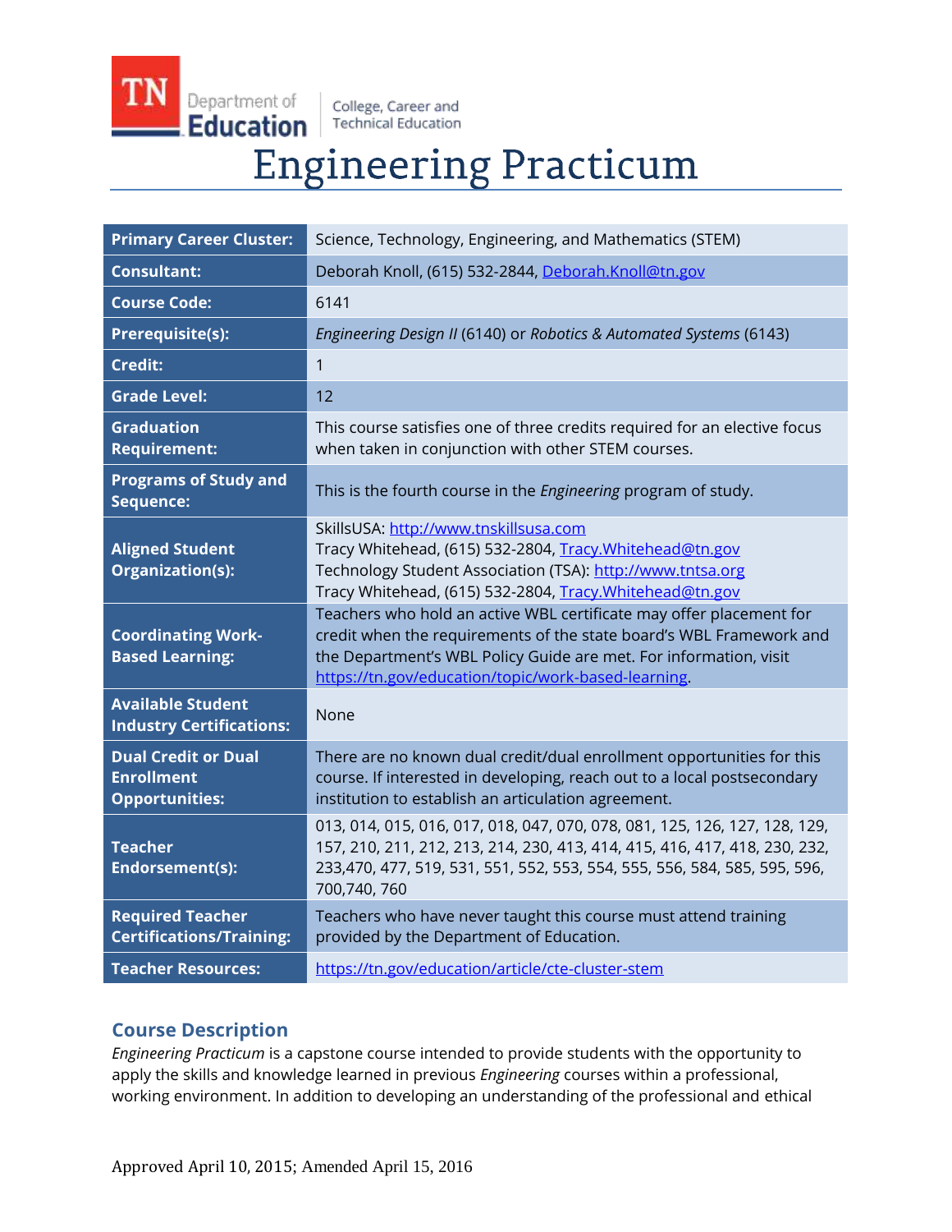TN Department of Education | College, Career and Technical Education

# Engineering Practicum

| | |
|---|---|
| **Primary Career Cluster:** | Science, Technology, Engineering, and Mathematics (STEM) |
| **Consultant:** | Deborah Knoll, (615) 532-2844, Deborah.Knoll@tn.gov |
| **Course Code:** | 6141 |
| **Prerequisite(s):** | *Engineering Design II* (6140) or *Robotics & Automated Systems* (6143) |
| **Credit:** | 1 |
| **Grade Level:** | 12 |
| **Graduation Requirement:** | This course satisfies one of three credits required for an elective focus when taken in conjunction with other STEM courses. |
| **Programs of Study and Sequence:** | This is the fourth course in the *Engineering* program of study. |
| **Aligned Student Organization(s):** | SkillsUSA: http://www.tnskillsusa.com<br>Tracy Whitehead, (615) 532-2804, Tracy.Whitehead@tn.gov<br>Technology Student Association (TSA): http://www.tntsa.org<br>Tracy Whitehead, (615) 532-2804, Tracy.Whitehead@tn.gov |
| **Coordinating Work-Based Learning:** | Teachers who hold an active WBL certificate may offer placement for credit when the requirements of the state board's WBL Framework and the Department's WBL Policy Guide are met. For information, visit https://tn.gov/education/topic/work-based-learning. |
| **Available Student Industry Certifications:** | None |
| **Dual Credit or Dual Enrollment Opportunities:** | There are no known dual credit/dual enrollment opportunities for this course. If interested in developing, reach out to a local postsecondary institution to establish an articulation agreement. |
| **Teacher Endorsement(s):** | 013, 014, 015, 016, 017, 018, 047, 070, 078, 081, 125, 126, 127, 128, 129, 157, 210, 211, 212, 213, 214, 230, 413, 414, 415, 416, 417, 418, 230, 232, 233,470, 477, 519, 531, 551, 552, 553, 554, 555, 556, 584, 585, 595, 596, 700,740, 760 |
| **Required Teacher Certifications/Training:** | Teachers who have never taught this course must attend training provided by the Department of Education. |
| **Teacher Resources:** | https://tn.gov/education/article/cte-cluster-stem |

## Course Description

*Engineering Practicum* is a capstone course intended to provide students with the opportunity to apply the skills and knowledge learned in previous *Engineering* courses within a professional, working environment. In addition to developing an understanding of the professional and ethical

Approved April 10, 2015; Amended April 15, 2016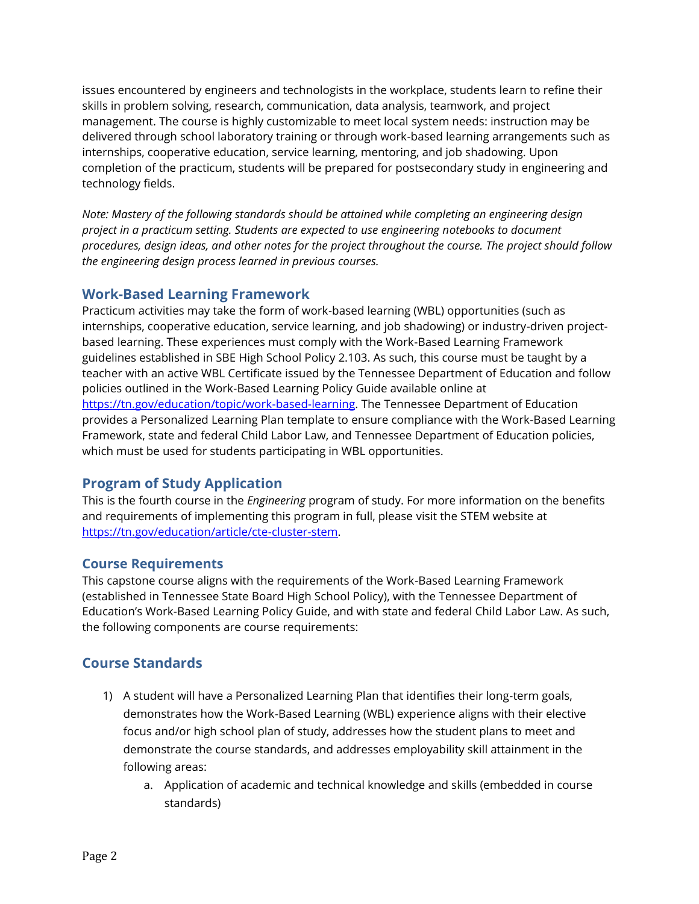issues encountered by engineers and technologists in the workplace, students learn to refine their skills in problem solving, research, communication, data analysis, teamwork, and project management. The course is highly customizable to meet local system needs: instruction may be delivered through school laboratory training or through work-based learning arrangements such as internships, cooperative education, service learning, mentoring, and job shadowing. Upon completion of the practicum, students will be prepared for postsecondary study in engineering and technology fields.

*Note: Mastery of the following standards should be attained while completing an engineering design project in a practicum setting. Students are expected to use engineering notebooks to document procedures, design ideas, and other notes for the project throughout the course. The project should follow the engineering design process learned in previous courses.*

## Work-Based Learning Framework

Practicum activities may take the form of work-based learning (WBL) opportunities (such as internships, cooperative education, service learning, and job shadowing) or industry-driven project-based learning. These experiences must comply with the Work-Based Learning Framework guidelines established in SBE High School Policy 2.103. As such, this course must be taught by a teacher with an active WBL Certificate issued by the Tennessee Department of Education and follow policies outlined in the Work-Based Learning Policy Guide available online at [https://tn.gov/education/topic/work-based-learning](https://tn.gov/education/topic/work-based-learning). The Tennessee Department of Education provides a Personalized Learning Plan template to ensure compliance with the Work-Based Learning Framework, state and federal Child Labor Law, and Tennessee Department of Education policies, which must be used for students participating in WBL opportunities.

## Program of Study Application

This is the fourth course in the *Engineering* program of study. For more information on the benefits and requirements of implementing this program in full, please visit the STEM website at [https://tn.gov/education/article/cte-cluster-stem](https://tn.gov/education/article/cte-cluster-stem).

## Course Requirements

This capstone course aligns with the requirements of the Work-Based Learning Framework (established in Tennessee State Board High School Policy), with the Tennessee Department of Education's Work-Based Learning Policy Guide, and with state and federal Child Labor Law. As such, the following components are course requirements:

## Course Standards

1) A student will have a Personalized Learning Plan that identifies their long-term goals, demonstrates how the Work-Based Learning (WBL) experience aligns with their elective focus and/or high school plan of study, addresses how the student plans to meet and demonstrate the course standards, and addresses employability skill attainment in the following areas:
    a. Application of academic and technical knowledge and skills (embedded in course standards)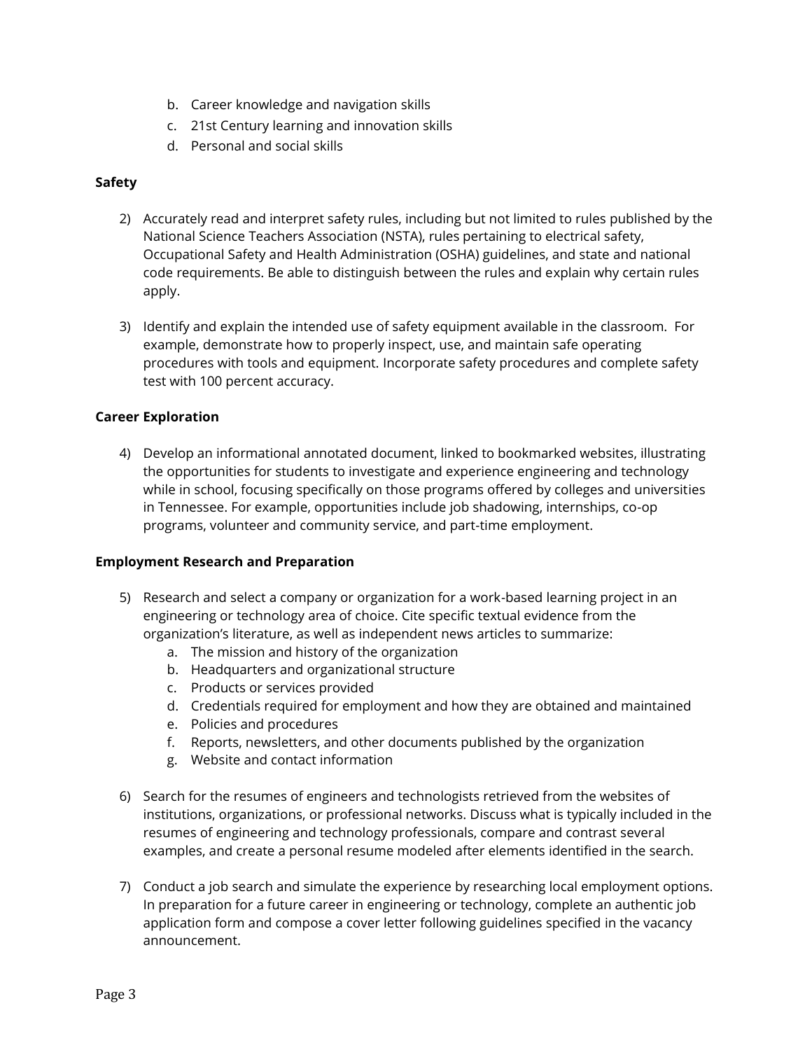b. Career knowledge and navigation skills
   c. 21st Century learning and innovation skills
   d. Personal and social skills

**Safety**

2) Accurately read and interpret safety rules, including but not limited to rules published by the National Science Teachers Association (NSTA), rules pertaining to electrical safety, Occupational Safety and Health Administration (OSHA) guidelines, and state and national code requirements. Be able to distinguish between the rules and explain why certain rules apply.

3) Identify and explain the intended use of safety equipment available in the classroom. For example, demonstrate how to properly inspect, use, and maintain safe operating procedures with tools and equipment. Incorporate safety procedures and complete safety test with 100 percent accuracy.

**Career Exploration**

4) Develop an informational annotated document, linked to bookmarked websites, illustrating the opportunities for students to investigate and experience engineering and technology while in school, focusing specifically on those programs offered by colleges and universities in Tennessee. For example, opportunities include job shadowing, internships, co-op programs, volunteer and community service, and part-time employment.

**Employment Research and Preparation**

5) Research and select a company or organization for a work-based learning project in an engineering or technology area of choice. Cite specific textual evidence from the organization's literature, as well as independent news articles to summarize:
   a. The mission and history of the organization
   b. Headquarters and organizational structure
   c. Products or services provided
   d. Credentials required for employment and how they are obtained and maintained
   e. Policies and procedures
   f. Reports, newsletters, and other documents published by the organization
   g. Website and contact information

6) Search for the resumes of engineers and technologists retrieved from the websites of institutions, organizations, or professional networks. Discuss what is typically included in the resumes of engineering and technology professionals, compare and contrast several examples, and create a personal resume modeled after elements identified in the search.

7) Conduct a job search and simulate the experience by researching local employment options. In preparation for a future career in engineering or technology, complete an authentic job application form and compose a cover letter following guidelines specified in the vacancy announcement.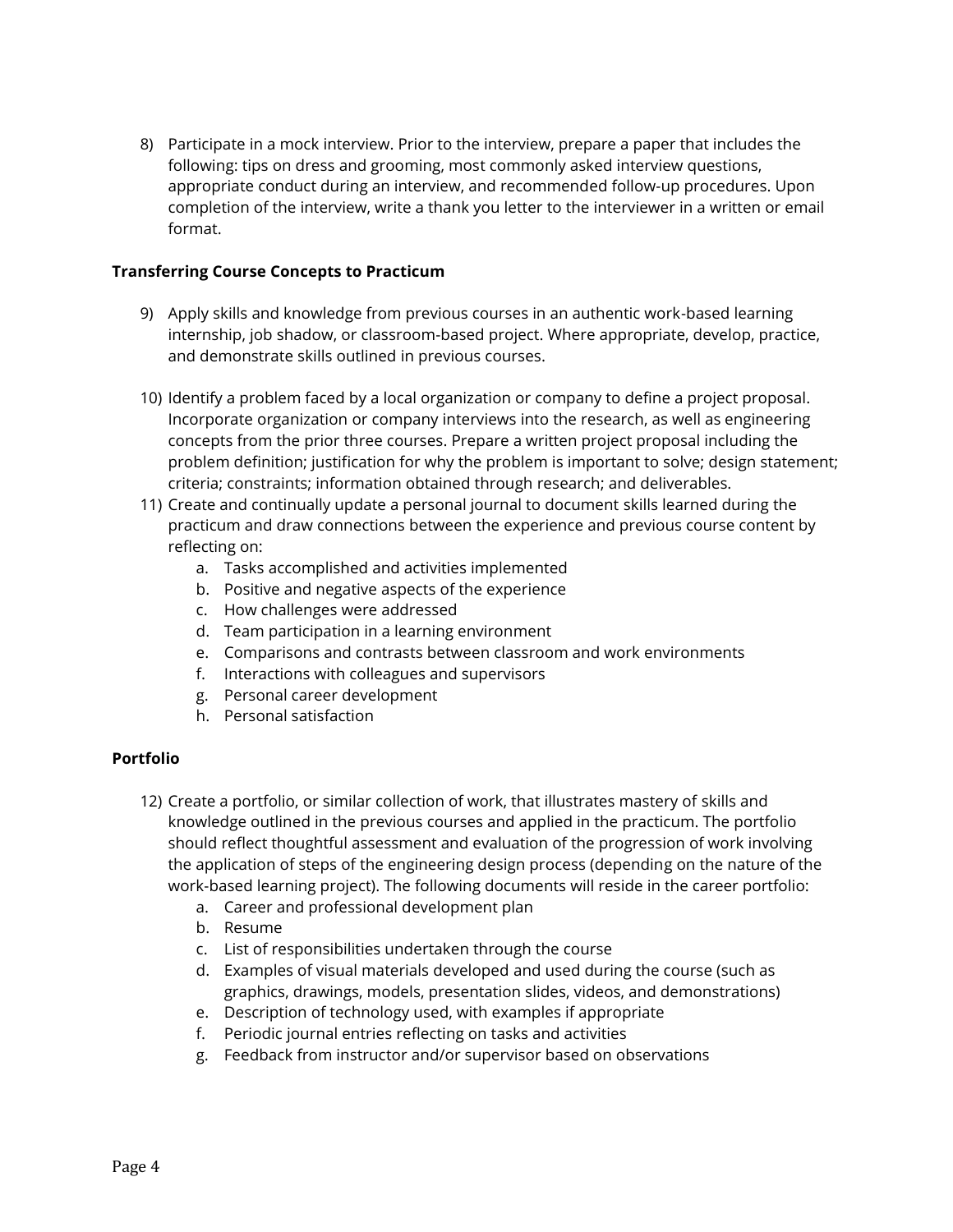8) Participate in a mock interview. Prior to the interview, prepare a paper that includes the following: tips on dress and grooming, most commonly asked interview questions, appropriate conduct during an interview, and recommended follow-up procedures. Upon completion of the interview, write a thank you letter to the interviewer in a written or email format.

**Transferring Course Concepts to Practicum**

9) Apply skills and knowledge from previous courses in an authentic work-based learning internship, job shadow, or classroom-based project. Where appropriate, develop, practice, and demonstrate skills outlined in previous courses.

10) Identify a problem faced by a local organization or company to define a project proposal. Incorporate organization or company interviews into the research, as well as engineering concepts from the prior three courses. Prepare a written project proposal including the problem definition; justification for why the problem is important to solve; design statement; criteria; constraints; information obtained through research; and deliverables.

11) Create and continually update a personal journal to document skills learned during the practicum and draw connections between the experience and previous course content by reflecting on:
    a. Tasks accomplished and activities implemented
    b. Positive and negative aspects of the experience
    c. How challenges were addressed
    d. Team participation in a learning environment
    e. Comparisons and contrasts between classroom and work environments
    f. Interactions with colleagues and supervisors
    g. Personal career development
    h. Personal satisfaction

**Portfolio**

12) Create a portfolio, or similar collection of work, that illustrates mastery of skills and knowledge outlined in the previous courses and applied in the practicum. The portfolio should reflect thoughtful assessment and evaluation of the progression of work involving the application of steps of the engineering design process (depending on the nature of the work-based learning project). The following documents will reside in the career portfolio:
    a. Career and professional development plan
    b. Resume
    c. List of responsibilities undertaken through the course
    d. Examples of visual materials developed and used during the course (such as graphics, drawings, models, presentation slides, videos, and demonstrations)
    e. Description of technology used, with examples if appropriate
    f. Periodic journal entries reflecting on tasks and activities
    g. Feedback from instructor and/or supervisor based on observations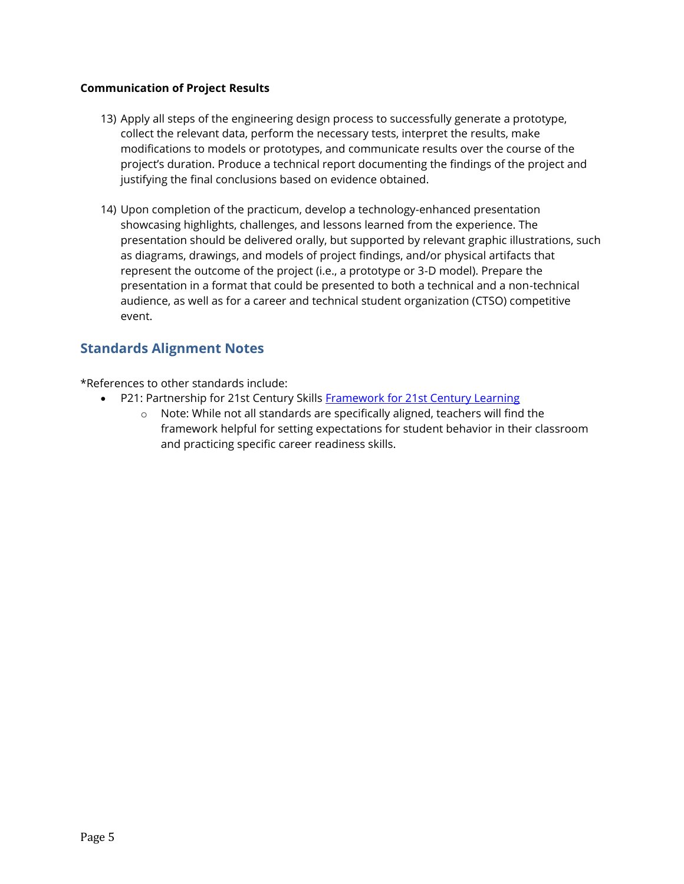**Communication of Project Results**

13) Apply all steps of the engineering design process to successfully generate a prototype, collect the relevant data, perform the necessary tests, interpret the results, make modifications to models or prototypes, and communicate results over the course of the project's duration. Produce a technical report documenting the findings of the project and justifying the final conclusions based on evidence obtained.

14) Upon completion of the practicum, develop a technology-enhanced presentation showcasing highlights, challenges, and lessons learned from the experience. The presentation should be delivered orally, but supported by relevant graphic illustrations, such as diagrams, drawings, and models of project findings, and/or physical artifacts that represent the outcome of the project (i.e., a prototype or 3-D model). Prepare the presentation in a format that could be presented to both a technical and a non-technical audience, as well as for a career and technical student organization (CTSO) competitive event.

## Standards Alignment Notes

*References to other standards include:

- P21: Partnership for 21st Century Skills [Framework for 21st Century Learning]
  - Note: While not all standards are specifically aligned, teachers will find the framework helpful for setting expectations for student behavior in their classroom and practicing specific career readiness skills.